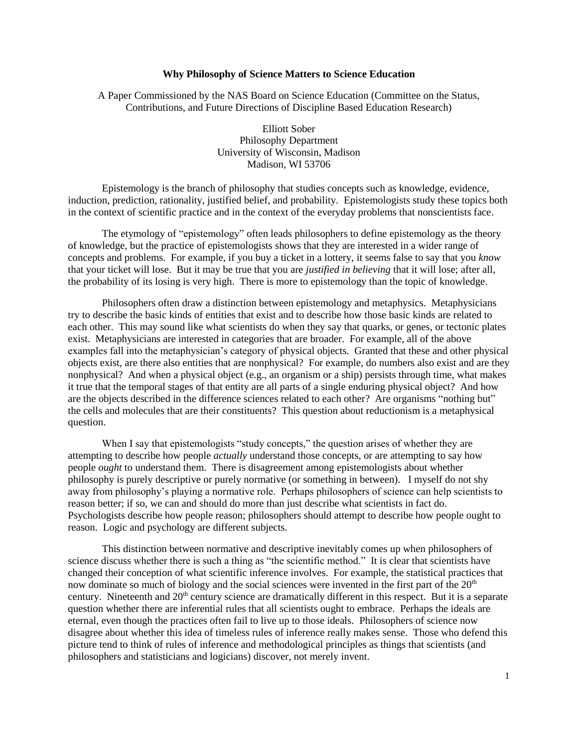# Why Philosophy of Science Matters to Science Education

A Paper Commissioned by the NAS Board on Science Education (Committee on the Status, Contributions, and Future Directions of Discipline Based Education Research)

Elliott Sober
Philosophy Department
University of Wisconsin, Madison
Madison, WI 53706

Epistemology is the branch of philosophy that studies concepts such as knowledge, evidence, induction, prediction, rationality, justified belief, and probability. Epistemologists study these topics both in the context of scientific practice and in the context of the everyday problems that nonscientists face.

The etymology of "epistemology" often leads philosophers to define epistemology as the theory of knowledge, but the practice of epistemologists shows that they are interested in a wider range of concepts and problems. For example, if you buy a ticket in a lottery, it seems false to say that you *know* that your ticket will lose. But it may be true that you are *justified in believing* that it will lose; after all, the probability of its losing is very high. There is more to epistemology than the topic of knowledge.

Philosophers often draw a distinction between epistemology and metaphysics. Metaphysicians try to describe the basic kinds of entities that exist and to describe how those basic kinds are related to each other. This may sound like what scientists do when they say that quarks, or genes, or tectonic plates exist. Metaphysicians are interested in categories that are broader. For example, all of the above examples fall into the metaphysician's category of physical objects. Granted that these and other physical objects exist, are there also entities that are nonphysical? For example, do numbers also exist and are they nonphysical? And when a physical object (e.g., an organism or a ship) persists through time, what makes it true that the temporal stages of that entity are all parts of a single enduring physical object? And how are the objects described in the difference sciences related to each other? Are organisms "nothing but" the cells and molecules that are their constituents? This question about reductionism is a metaphysical question.

When I say that epistemologists "study concepts," the question arises of whether they are attempting to describe how people *actually* understand those concepts, or are attempting to say how people *ought* to understand them. There is disagreement among epistemologists about whether philosophy is purely descriptive or purely normative (or something in between). I myself do not shy away from philosophy's playing a normative role. Perhaps philosophers of science can help scientists to reason better; if so, we can and should do more than just describe what scientists in fact do. Psychologists describe how people reason; philosophers should attempt to describe how people ought to reason. Logic and psychology are different subjects.

This distinction between normative and descriptive inevitably comes up when philosophers of science discuss whether there is such a thing as "the scientific method." It is clear that scientists have changed their conception of what scientific inference involves. For example, the statistical practices that now dominate so much of biology and the social sciences were invented in the first part of the 20th century. Nineteenth and 20th century science are dramatically different in this respect. But it is a separate question whether there are inferential rules that all scientists ought to embrace. Perhaps the ideals are eternal, even though the practices often fail to live up to those ideals. Philosophers of science now disagree about whether this idea of timeless rules of inference really makes sense. Those who defend this picture tend to think of rules of inference and methodological principles as things that scientists (and philosophers and statisticians and logicians) discover, not merely invent.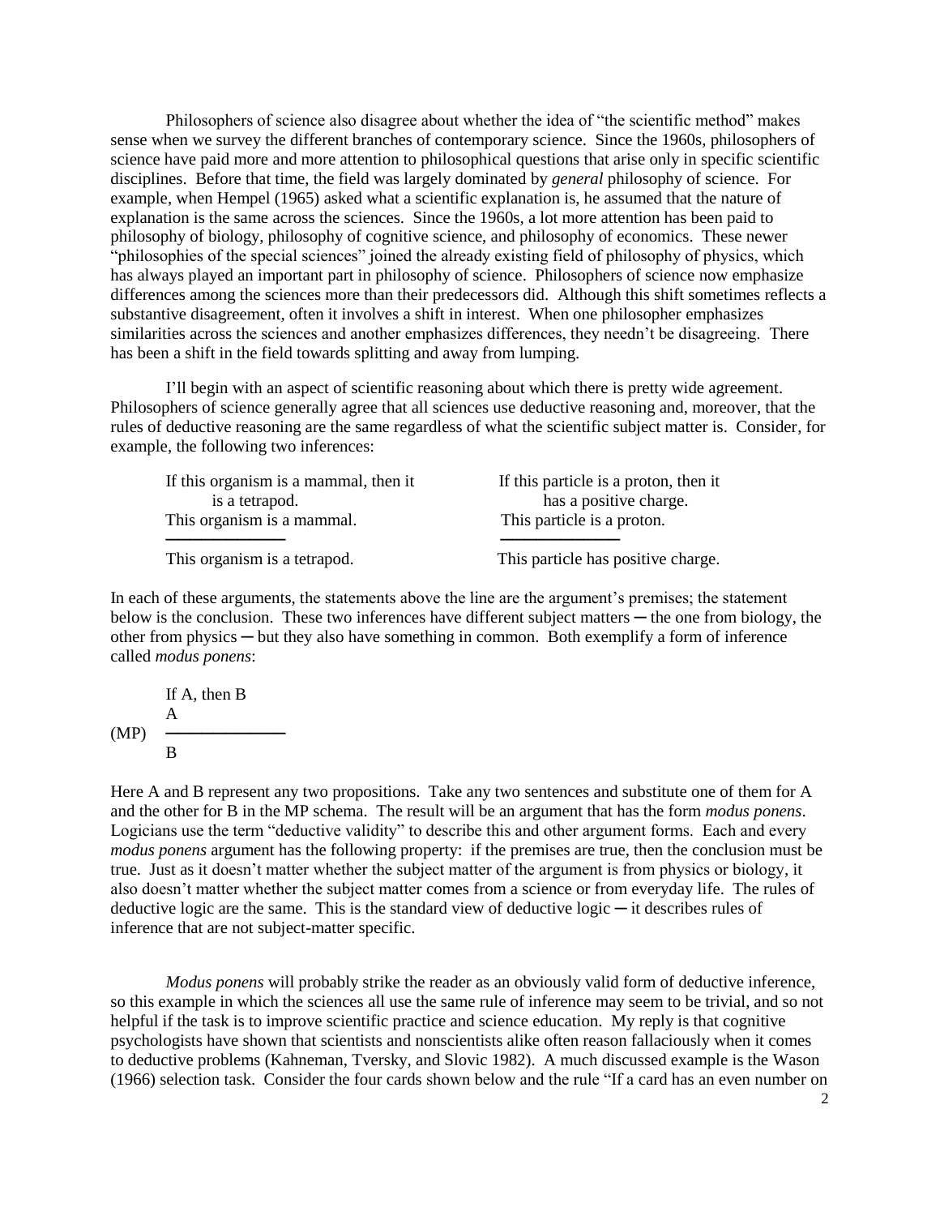Philosophers of science also disagree about whether the idea of "the scientific method" makes sense when we survey the different branches of contemporary science. Since the 1960s, philosophers of science have paid more and more attention to philosophical questions that arise only in specific scientific disciplines. Before that time, the field was largely dominated by *general* philosophy of science. For example, when Hempel (1965) asked what a scientific explanation is, he assumed that the nature of explanation is the same across the sciences. Since the 1960s, a lot more attention has been paid to philosophy of biology, philosophy of cognitive science, and philosophy of economics. These newer "philosophies of the special sciences" joined the already existing field of philosophy of physics, which has always played an important part in philosophy of science. Philosophers of science now emphasize differences among the sciences more than their predecessors did. Although this shift sometimes reflects a substantive disagreement, often it involves a shift in interest. When one philosopher emphasizes similarities across the sciences and another emphasizes differences, they needn't be disagreeing. There has been a shift in the field towards splitting and away from lumping.

I'll begin with an aspect of scientific reasoning about which there is pretty wide agreement. Philosophers of science generally agree that all sciences use deductive reasoning and, moreover, that the rules of deductive reasoning are the same regardless of what the scientific subject matter is. Consider, for example, the following two inferences:

| | |
|---|---|
| If this organism is a mammal, then it is a tetrapod. | If this particle is a proton, then it has a positive charge. |
| This organism is a mammal. | This particle is a proton. |
| ――――――― | ――――――― |
| This organism is a tetrapod. | This particle has positive charge. |

In each of these arguments, the statements above the line are the argument's premises; the statement below is the conclusion. These two inferences have different subject matters ─ the one from biology, the other from physics ─ but they also have something in common. Both exemplify a form of inference called *modus ponens*:

If A, then B
A
(MP) ―――――――
B

Here A and B represent any two propositions. Take any two sentences and substitute one of them for A and the other for B in the MP schema. The result will be an argument that has the form *modus ponens*. Logicians use the term "deductive validity" to describe this and other argument forms. Each and every *modus ponens* argument has the following property: if the premises are true, then the conclusion must be true. Just as it doesn't matter whether the subject matter of the argument is from physics or biology, it also doesn't matter whether the subject matter comes from a science or from everyday life. The rules of deductive logic are the same. This is the standard view of deductive logic ─ it describes rules of inference that are not subject-matter specific.

*Modus ponens* will probably strike the reader as an obviously valid form of deductive inference, so this example in which the sciences all use the same rule of inference may seem to be trivial, and so not helpful if the task is to improve scientific practice and science education. My reply is that cognitive psychologists have shown that scientists and nonscientists alike often reason fallaciously when it comes to deductive problems (Kahneman, Tversky, and Slovic 1982). A much discussed example is the Wason (1966) selection task. Consider the four cards shown below and the rule "If a card has an even number on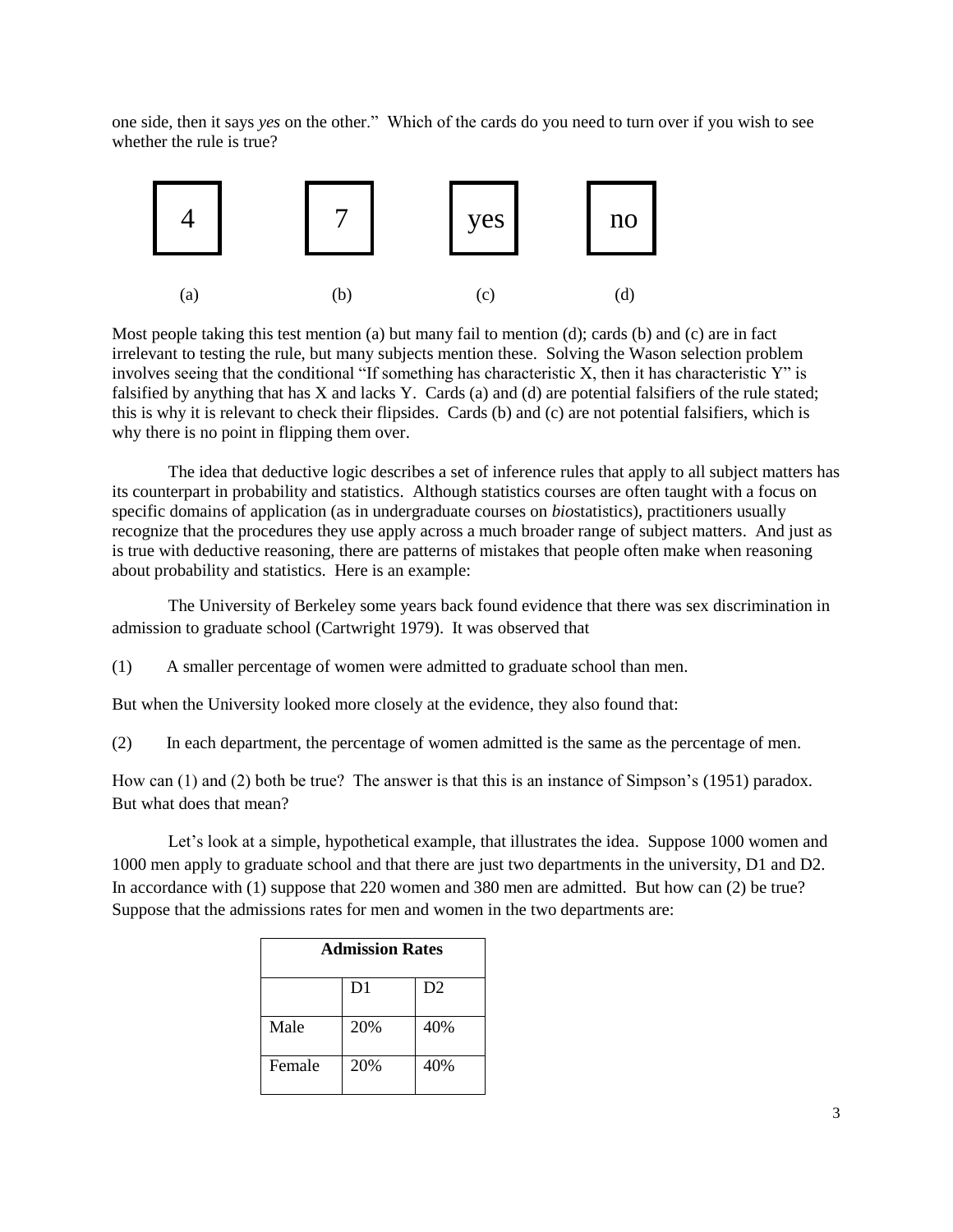one side, then it says *yes* on the other." Which of the cards do you need to turn over if you wish to see whether the rule is true?

| 4 | 7 | yes | no |
|---|---|---|---|
| (a) | (b) | (c) | (d) |

Most people taking this test mention (a) but many fail to mention (d); cards (b) and (c) are in fact irrelevant to testing the rule, but many subjects mention these. Solving the Wason selection problem involves seeing that the conditional "If something has characteristic X, then it has characteristic Y" is falsified by anything that has X and lacks Y. Cards (a) and (d) are potential falsifiers of the rule stated; this is why it is relevant to check their flipsides. Cards (b) and (c) are not potential falsifiers, which is why there is no point in flipping them over.

The idea that deductive logic describes a set of inference rules that apply to all subject matters has its counterpart in probability and statistics. Although statistics courses are often taught with a focus on specific domains of application (as in undergraduate courses on *bio*statistics), practitioners usually recognize that the procedures they use apply across a much broader range of subject matters. And just as is true with deductive reasoning, there are patterns of mistakes that people often make when reasoning about probability and statistics. Here is an example:

The University of Berkeley some years back found evidence that there was sex discrimination in admission to graduate school (Cartwright 1979). It was observed that

(1) A smaller percentage of women were admitted to graduate school than men.

But when the University looked more closely at the evidence, they also found that:

(2) In each department, the percentage of women admitted is the same as the percentage of men.

How can (1) and (2) both be true? The answer is that this is an instance of Simpson's (1951) paradox. But what does that mean?

Let's look at a simple, hypothetical example, that illustrates the idea. Suppose 1000 women and 1000 men apply to graduate school and that there are just two departments in the university, D1 and D2. In accordance with (1) suppose that 220 women and 380 men are admitted. But how can (2) be true? Suppose that the admissions rates for men and women in the two departments are:

| **Admission Rates** | | |
|---|---|---|
| | D1 | D2 |
| Male | 20% | 40% |
| Female | 20% | 40% |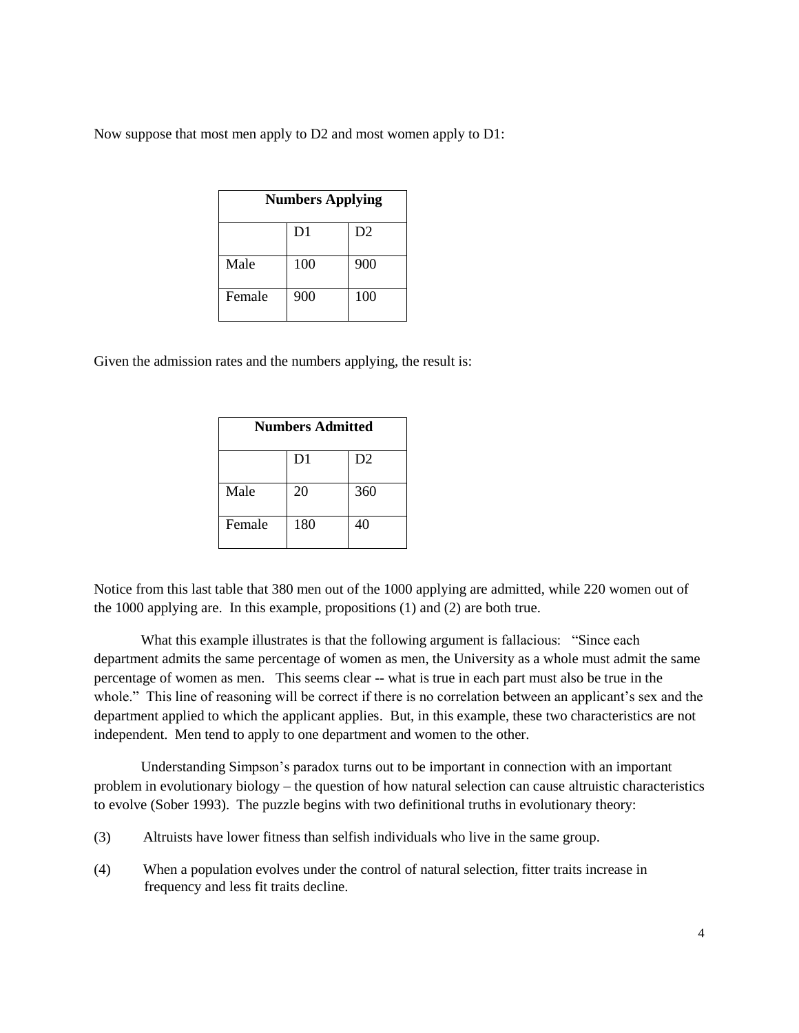Now suppose that most men apply to D2 and most women apply to D1:

| Numbers Applying | | |
|---|---|---|
| | D1 | D2 |
| Male | 100 | 900 |
| Female | 900 | 100 |

Given the admission rates and the numbers applying, the result is:

| Numbers Admitted | | |
|---|---|---|
| | D1 | D2 |
| Male | 20 | 360 |
| Female | 180 | 40 |

Notice from this last table that 380 men out of the 1000 applying are admitted, while 220 women out of the 1000 applying are. In this example, propositions (1) and (2) are both true.

What this example illustrates is that the following argument is fallacious: "Since each department admits the same percentage of women as men, the University as a whole must admit the same percentage of women as men. This seems clear -- what is true in each part must also be true in the whole." This line of reasoning will be correct if there is no correlation between an applicant's sex and the department applied to which the applicant applies. But, in this example, these two characteristics are not independent. Men tend to apply to one department and women to the other.

Understanding Simpson's paradox turns out to be important in connection with an important problem in evolutionary biology – the question of how natural selection can cause altruistic characteristics to evolve (Sober 1993). The puzzle begins with two definitional truths in evolutionary theory:

(3) Altruists have lower fitness than selfish individuals who live in the same group.

(4) When a population evolves under the control of natural selection, fitter traits increase in frequency and less fit traits decline.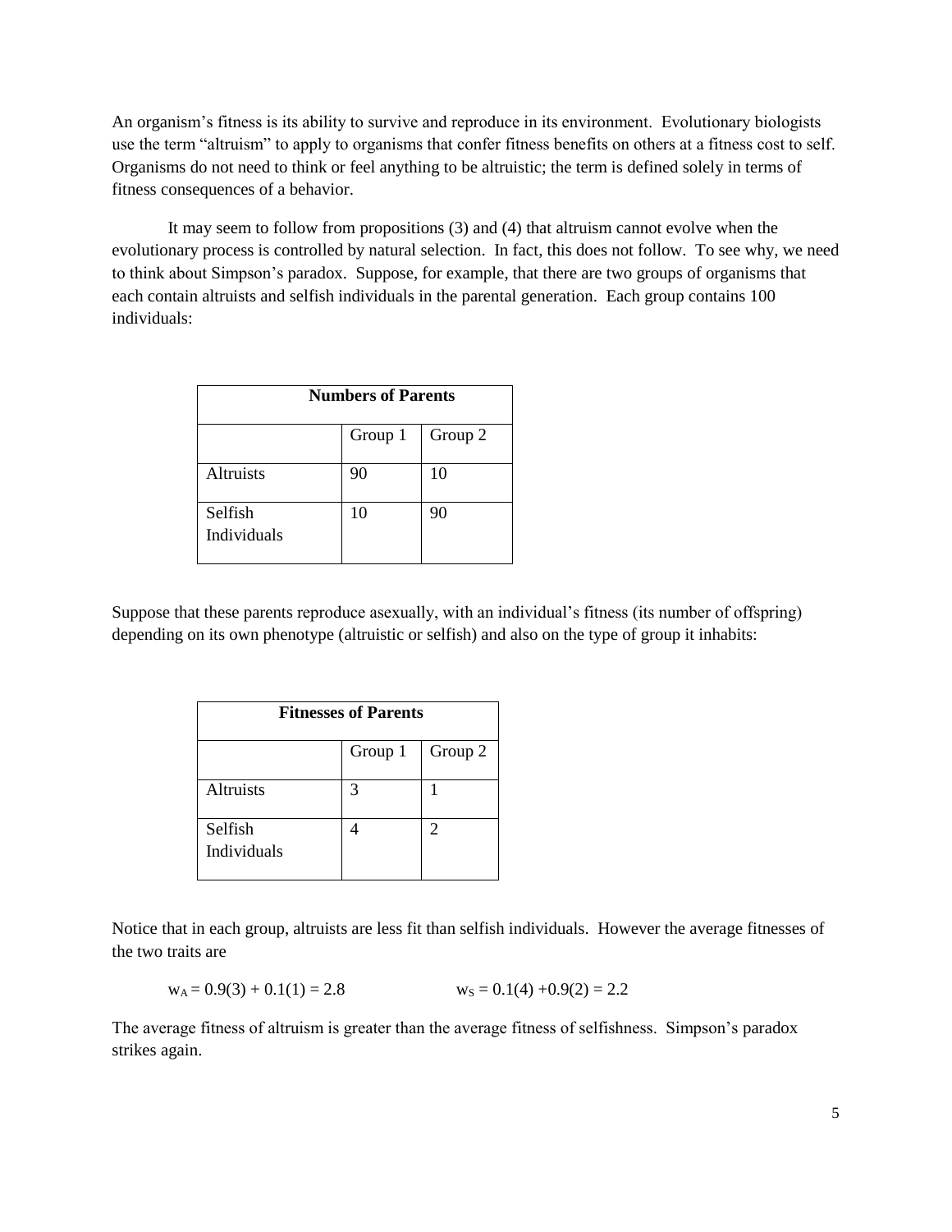An organism's fitness is its ability to survive and reproduce in its environment. Evolutionary biologists use the term "altruism" to apply to organisms that confer fitness benefits on others at a fitness cost to self. Organisms do not need to think or feel anything to be altruistic; the term is defined solely in terms of fitness consequences of a behavior.

It may seem to follow from propositions (3) and (4) that altruism cannot evolve when the evolutionary process is controlled by natural selection. In fact, this does not follow. To see why, we need to think about Simpson's paradox. Suppose, for example, that there are two groups of organisms that each contain altruists and selfish individuals in the parental generation. Each group contains 100 individuals:

| **Numbers of Parents** | | |
|---|---|---|
| | Group 1 | Group 2 |
| Altruists | 90 | 10 |
| Selfish Individuals | 10 | 90 |

Suppose that these parents reproduce asexually, with an individual's fitness (its number of offspring) depending on its own phenotype (altruistic or selfish) and also on the type of group it inhabits:

| **Fitnesses of Parents** | | |
|---|---|---|
| | Group 1 | Group 2 |
| Altruists | 3 | 1 |
| Selfish Individuals | 4 | 2 |

Notice that in each group, altruists are less fit than selfish individuals. However the average fitnesses of the two traits are

$w_A = 0.9(3) + 0.1(1) = 2.8$ $\qquad$ $w_S = 0.1(4) + 0.9(2) = 2.2$

The average fitness of altruism is greater than the average fitness of selfishness. Simpson's paradox strikes again.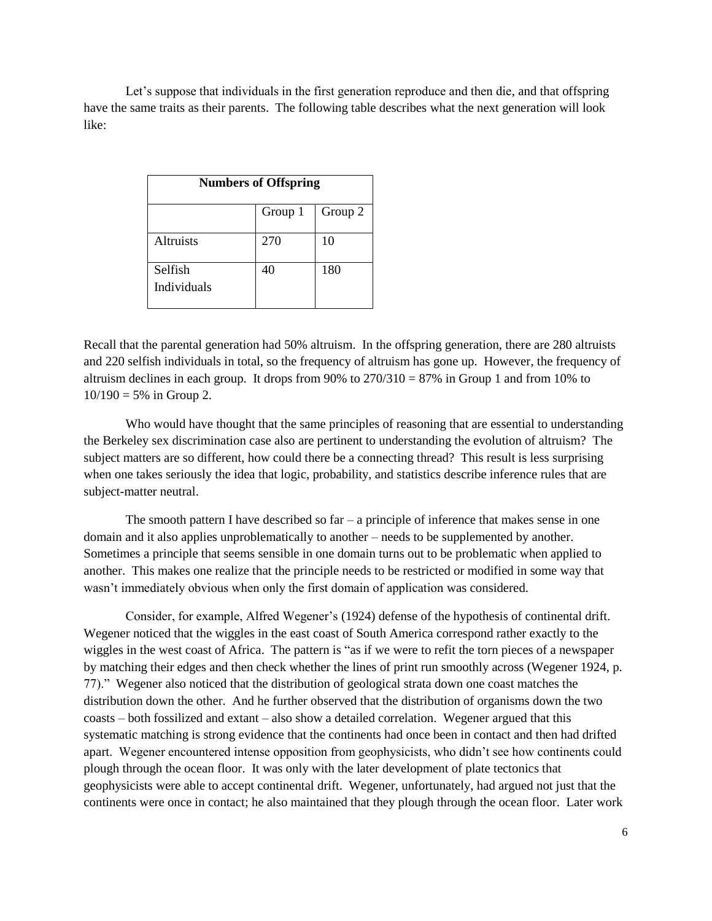Let's suppose that individuals in the first generation reproduce and then die, and that offspring have the same traits as their parents. The following table describes what the next generation will look like:

| Numbers of Offspring | | |
|---|---|---|
| | Group 1 | Group 2 |
| Altruists | 270 | 10 |
| Selfish Individuals | 40 | 180 |

Recall that the parental generation had 50% altruism. In the offspring generation, there are 280 altruists and 220 selfish individuals in total, so the frequency of altruism has gone up. However, the frequency of altruism declines in each group. It drops from 90% to 270/310 = 87% in Group 1 and from 10% to 10/190 = 5% in Group 2.

Who would have thought that the same principles of reasoning that are essential to understanding the Berkeley sex discrimination case also are pertinent to understanding the evolution of altruism? The subject matters are so different, how could there be a connecting thread? This result is less surprising when one takes seriously the idea that logic, probability, and statistics describe inference rules that are subject-matter neutral.

The smooth pattern I have described so far – a principle of inference that makes sense in one domain and it also applies unproblematically to another – needs to be supplemented by another. Sometimes a principle that seems sensible in one domain turns out to be problematic when applied to another. This makes one realize that the principle needs to be restricted or modified in some way that wasn't immediately obvious when only the first domain of application was considered.

Consider, for example, Alfred Wegener's (1924) defense of the hypothesis of continental drift. Wegener noticed that the wiggles in the east coast of South America correspond rather exactly to the wiggles in the west coast of Africa. The pattern is "as if we were to refit the torn pieces of a newspaper by matching their edges and then check whether the lines of print run smoothly across (Wegener 1924, p. 77)." Wegener also noticed that the distribution of geological strata down one coast matches the distribution down the other. And he further observed that the distribution of organisms down the two coasts – both fossilized and extant – also show a detailed correlation. Wegener argued that this systematic matching is strong evidence that the continents had once been in contact and then had drifted apart. Wegener encountered intense opposition from geophysicists, who didn't see how continents could plough through the ocean floor. It was only with the later development of plate tectonics that geophysicists were able to accept continental drift. Wegener, unfortunately, had argued not just that the continents were once in contact; he also maintained that they plough through the ocean floor. Later work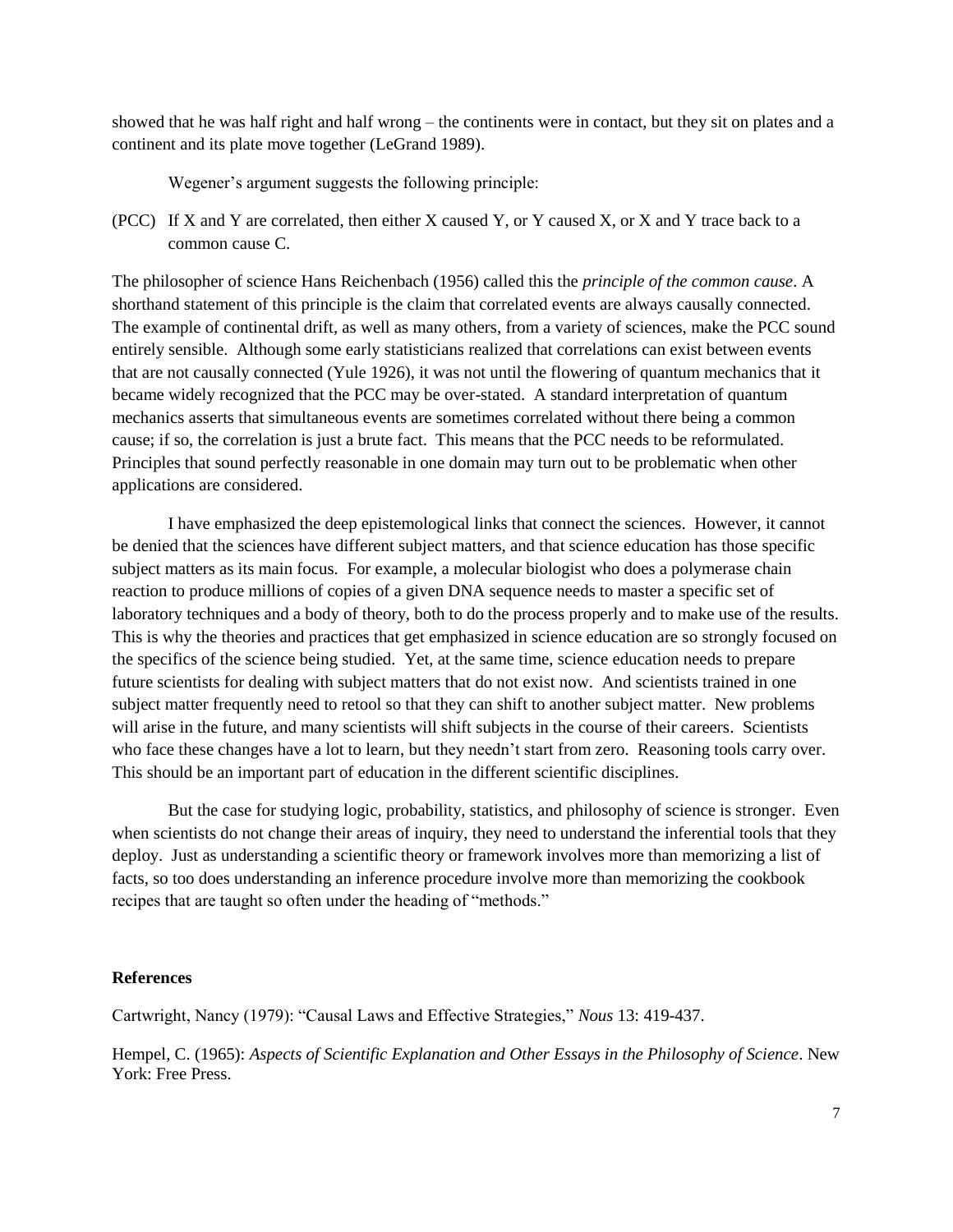showed that he was half right and half wrong – the continents were in contact, but they sit on plates and a continent and its plate move together (LeGrand 1989).

Wegener's argument suggests the following principle:

(PCC) If X and Y are correlated, then either X caused Y, or Y caused X, or X and Y trace back to a common cause C.

The philosopher of science Hans Reichenbach (1956) called this the *principle of the common cause*. A shorthand statement of this principle is the claim that correlated events are always causally connected. The example of continental drift, as well as many others, from a variety of sciences, make the PCC sound entirely sensible. Although some early statisticians realized that correlations can exist between events that are not causally connected (Yule 1926), it was not until the flowering of quantum mechanics that it became widely recognized that the PCC may be over-stated. A standard interpretation of quantum mechanics asserts that simultaneous events are sometimes correlated without there being a common cause; if so, the correlation is just a brute fact. This means that the PCC needs to be reformulated. Principles that sound perfectly reasonable in one domain may turn out to be problematic when other applications are considered.

I have emphasized the deep epistemological links that connect the sciences. However, it cannot be denied that the sciences have different subject matters, and that science education has those specific subject matters as its main focus. For example, a molecular biologist who does a polymerase chain reaction to produce millions of copies of a given DNA sequence needs to master a specific set of laboratory techniques and a body of theory, both to do the process properly and to make use of the results. This is why the theories and practices that get emphasized in science education are so strongly focused on the specifics of the science being studied. Yet, at the same time, science education needs to prepare future scientists for dealing with subject matters that do not exist now. And scientists trained in one subject matter frequently need to retool so that they can shift to another subject matter. New problems will arise in the future, and many scientists will shift subjects in the course of their careers. Scientists who face these changes have a lot to learn, but they needn't start from zero. Reasoning tools carry over. This should be an important part of education in the different scientific disciplines.

But the case for studying logic, probability, statistics, and philosophy of science is stronger. Even when scientists do not change their areas of inquiry, they need to understand the inferential tools that they deploy. Just as understanding a scientific theory or framework involves more than memorizing a list of facts, so too does understanding an inference procedure involve more than memorizing the cookbook recipes that are taught so often under the heading of "methods."

## References

Cartwright, Nancy (1979): "Causal Laws and Effective Strategies," *Nous* 13: 419-437.

Hempel, C. (1965): *Aspects of Scientific Explanation and Other Essays in the Philosophy of Science*. New York: Free Press.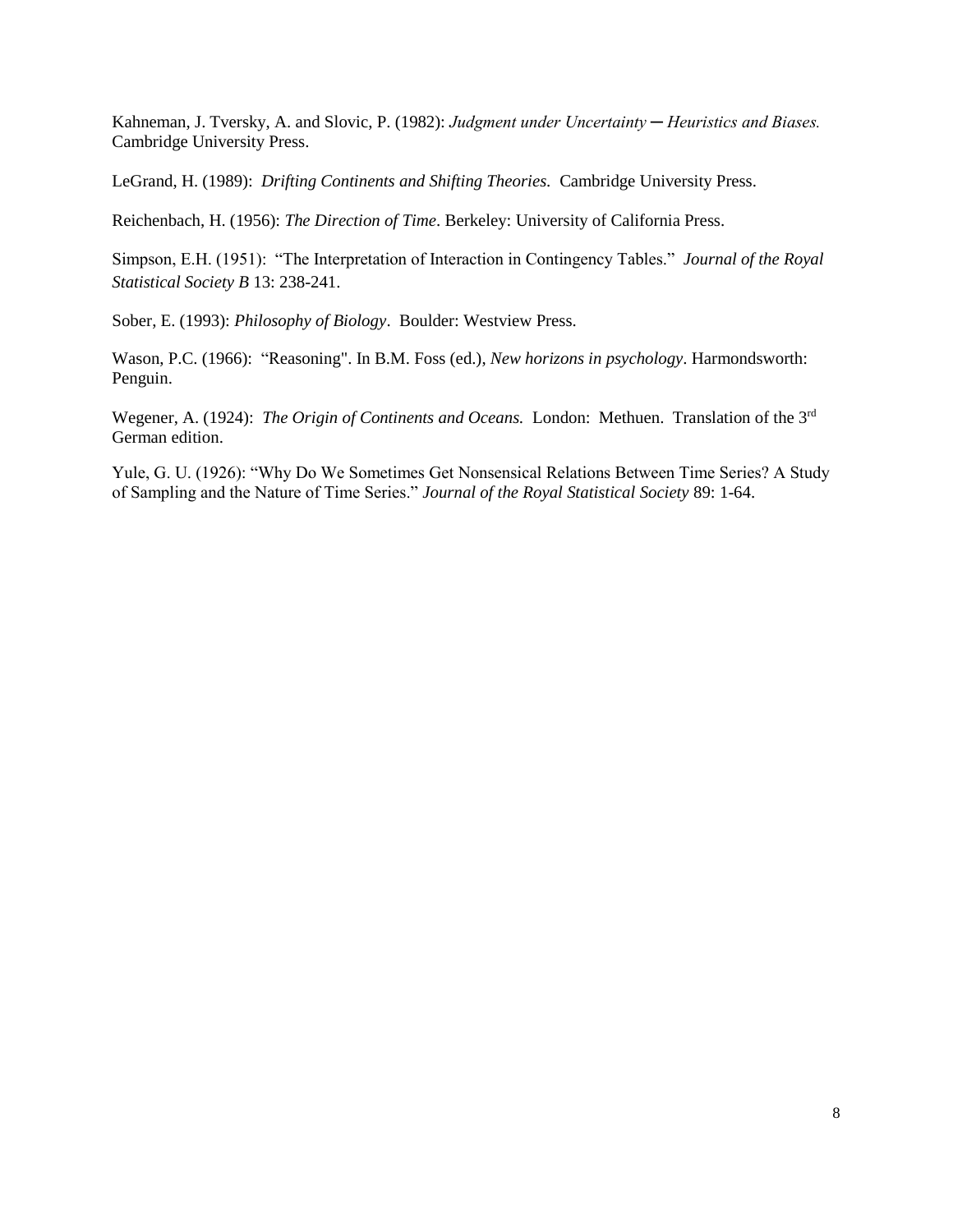Kahneman, J. Tversky, A. and Slovic, P. (1982): *Judgment under Uncertainty ─ Heuristics and Biases.* Cambridge University Press.

LeGrand, H. (1989): *Drifting Continents and Shifting Theories*. Cambridge University Press.

Reichenbach, H. (1956): *The Direction of Time*. Berkeley: University of California Press.

Simpson, E.H. (1951): "The Interpretation of Interaction in Contingency Tables." *Journal of the Royal Statistical Society B* 13: 238-241.

Sober, E. (1993): *Philosophy of Biology*. Boulder: Westview Press.

Wason, P.C. (1966): "Reasoning". In B.M. Foss (ed.), *New horizons in psychology*. Harmondsworth: Penguin.

Wegener, A. (1924): *The Origin of Continents and Oceans.* London: Methuen. Translation of the 3rd German edition.

Yule, G. U. (1926): "Why Do We Sometimes Get Nonsensical Relations Between Time Series? A Study of Sampling and the Nature of Time Series." *Journal of the Royal Statistical Society* 89: 1-64.